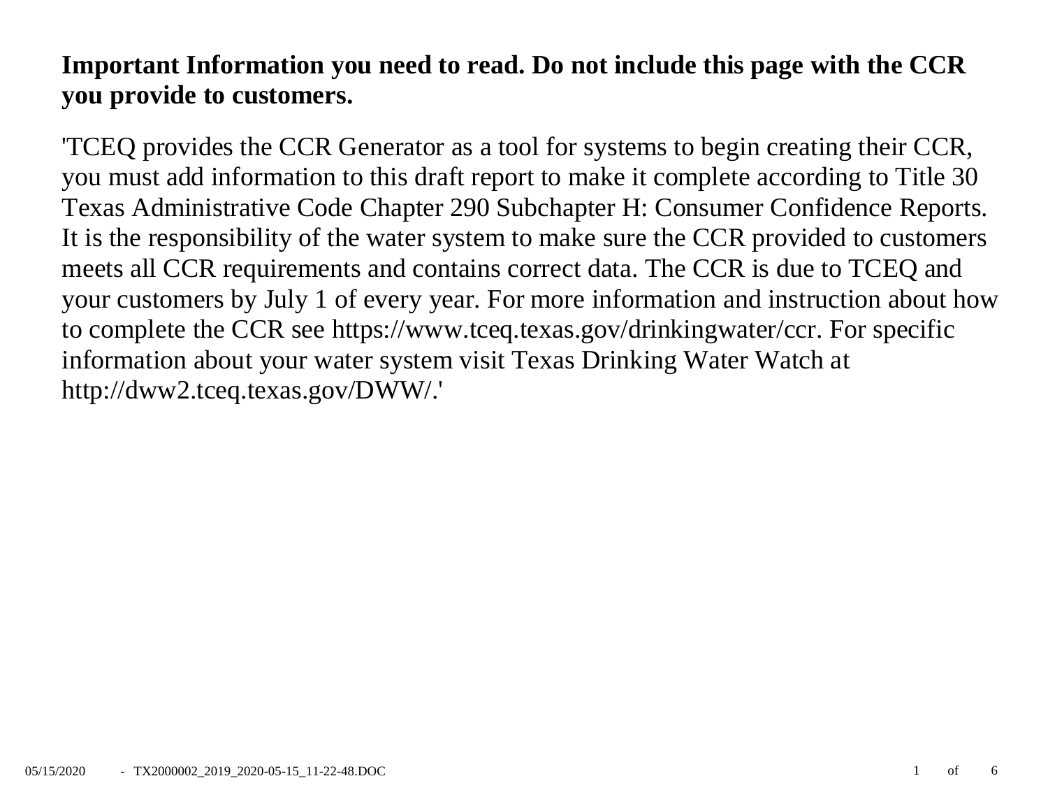**Important Information you need to read. Do not include this page with the CCR you provide to customers.**

'TCEQ provides the CCR Generator as a tool for systems to begin creating their CCR, you must add information to this draft report to make it complete according to Title 30 Texas Administrative Code Chapter 290 Subchapter H: Consumer Confidence Reports. It is the responsibility of the water system to make sure the CCR provided to customers meets all CCR requirements and contains correct data. The CCR is due to TCEQ and your customers by July 1 of every year. For more information and instruction about how to complete the CCR see https://www.tceq.texas.gov/drinkingwater/ccr. For specific information about your water system visit Texas Drinking Water Watch at http://dww2.tceq.texas.gov/DWW/.'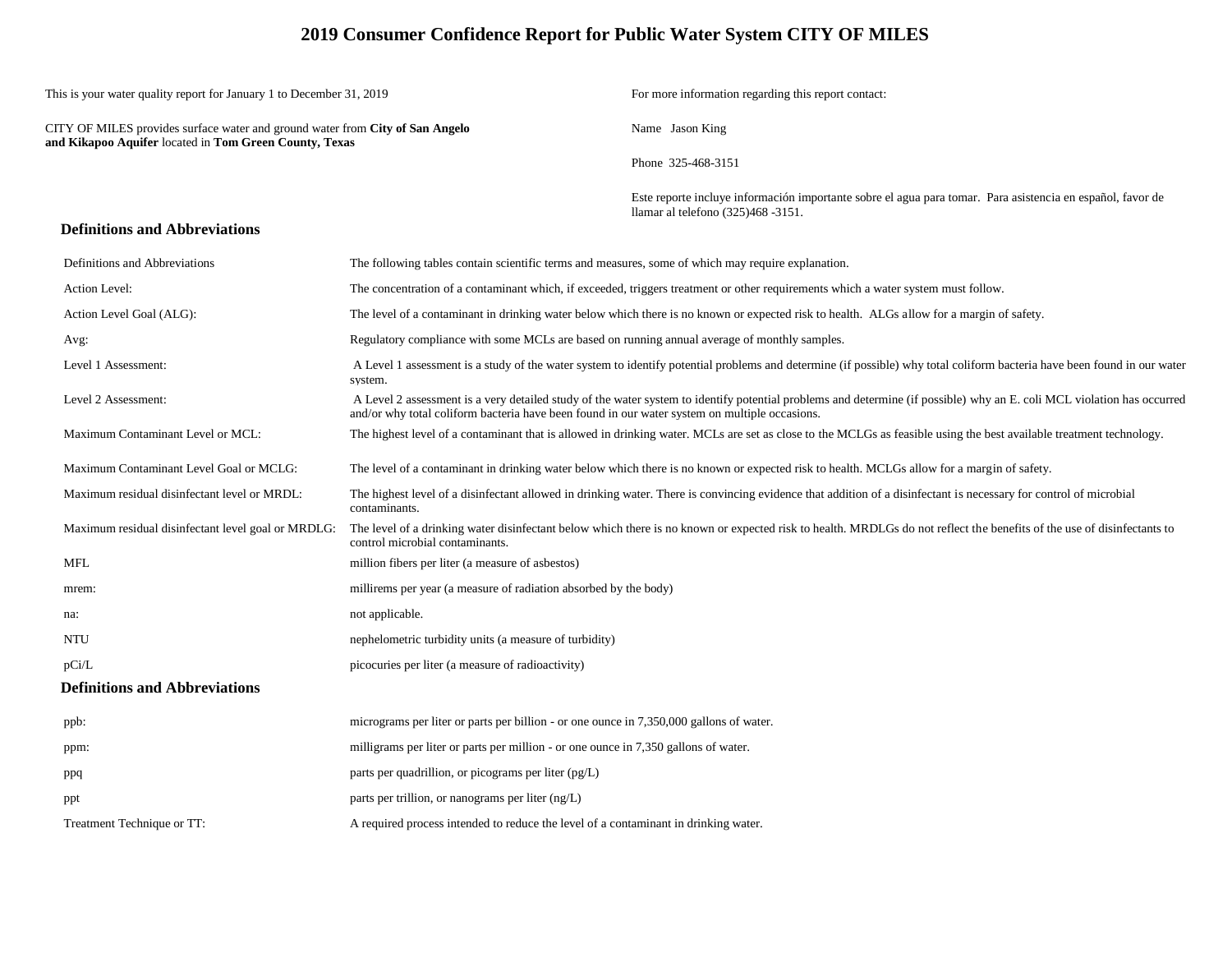# 2019 Consumer Confidence Report for Public Water System CITY OF MILES

This is your water quality report for January 1 to December 31, 2019

CITY OF MILES provides surface water and ground water from **City of San Angelo and Kikapoo Aquifer** located in **Tom Green County, Texas**

For more information regarding this report contact:

Name Jason King

Phone 325-468-3151

Este reporte incluye información importante sobre el agua para tomar. Para asistencia en español, favor de llamar al telefono (325)468 -3151.

## Definitions and Abbreviations

| Definitions and Abbreviations | The following tables contain scientific terms and measures, some of which may require explanation. |
|---|---|
| Action Level: | The concentration of a contaminant which, if exceeded, triggers treatment or other requirements which a water system must follow. |
| Action Level Goal (ALG): | The level of a contaminant in drinking water below which there is no known or expected risk to health. ALGs allow for a margin of safety. |
| Avg: | Regulatory compliance with some MCLs are based on running annual average of monthly samples. |
| Level 1 Assessment: | A Level 1 assessment is a study of the water system to identify potential problems and determine (if possible) why total coliform bacteria have been found in our water system. |
| Level 2 Assessment: | A Level 2 assessment is a very detailed study of the water system to identify potential problems and determine (if possible) why an E. coli MCL violation has occurred and/or why total coliform bacteria have been found in our water system on multiple occasions. |
| Maximum Contaminant Level or MCL: | The highest level of a contaminant that is allowed in drinking water. MCLs are set as close to the MCLGs as feasible using the best available treatment technology. |
| Maximum Contaminant Level Goal or MCLG: | The level of a contaminant in drinking water below which there is no known or expected risk to health. MCLGs allow for a margin of safety. |
| Maximum residual disinfectant level or MRDL: | The highest level of a disinfectant allowed in drinking water. There is convincing evidence that addition of a disinfectant is necessary for control of microbial contaminants. |
| Maximum residual disinfectant level goal or MRDLG: | The level of a drinking water disinfectant below which there is no known or expected risk to health. MRDLGs do not reflect the benefits of the use of disinfectants to control microbial contaminants. |
| MFL | million fibers per liter (a measure of asbestos) |
| mrem: | millirems per year (a measure of radiation absorbed by the body) |
| na: | not applicable. |
| NTU | nephelometric turbidity units (a measure of turbidity) |
| pCi/L | picocuries per liter (a measure of radioactivity) |

## Definitions and Abbreviations

| | |
|---|---|
| ppb: | micrograms per liter or parts per billion - or one ounce in 7,350,000 gallons of water. |
| ppm: | milligrams per liter or parts per million - or one ounce in 7,350 gallons of water. |
| ppq | parts per quadrillion, or picograms per liter (pg/L) |
| ppt | parts per trillion, or nanograms per liter (ng/L) |
| Treatment Technique or TT: | A required process intended to reduce the level of a contaminant in drinking water. |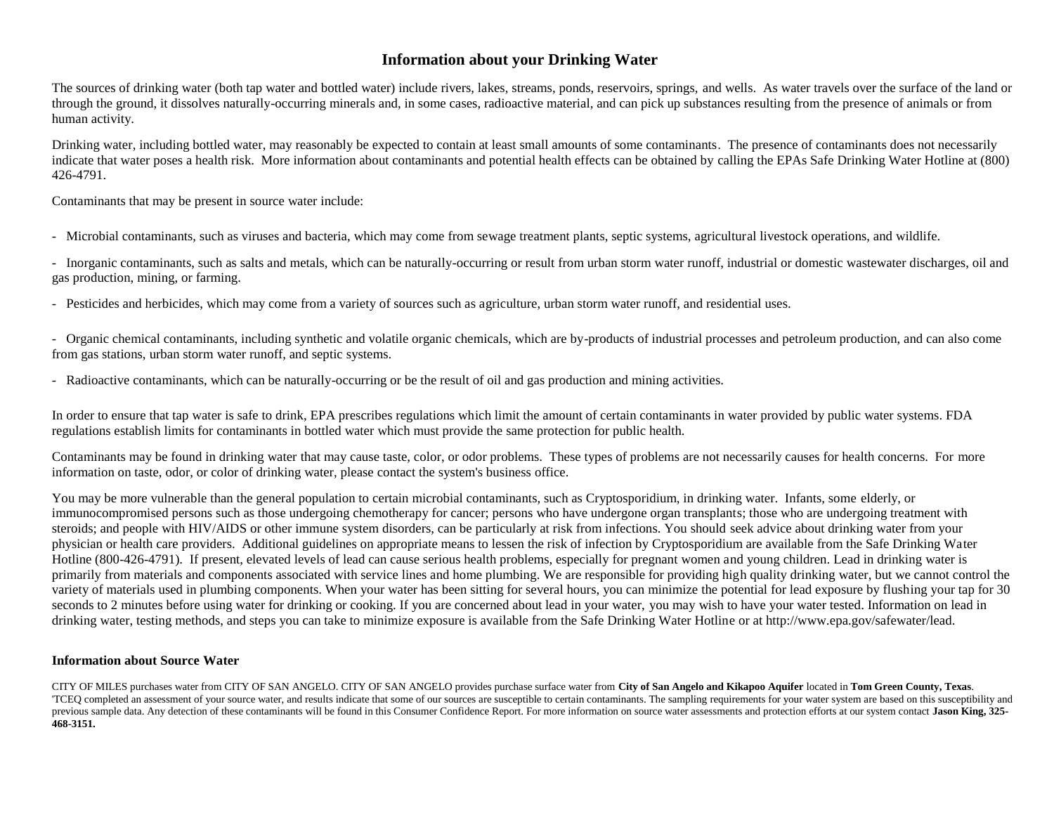# Information about your Drinking Water

The sources of drinking water (both tap water and bottled water) include rivers, lakes, streams, ponds, reservoirs, springs, and wells. As water travels over the surface of the land or through the ground, it dissolves naturally-occurring minerals and, in some cases, radioactive material, and can pick up substances resulting from the presence of animals or from human activity.

Drinking water, including bottled water, may reasonably be expected to contain at least small amounts of some contaminants. The presence of contaminants does not necessarily indicate that water poses a health risk. More information about contaminants and potential health effects can be obtained by calling the EPAs Safe Drinking Water Hotline at (800) 426-4791.

Contaminants that may be present in source water include:

- Microbial contaminants, such as viruses and bacteria, which may come from sewage treatment plants, septic systems, agricultural livestock operations, and wildlife.

- Inorganic contaminants, such as salts and metals, which can be naturally-occurring or result from urban storm water runoff, industrial or domestic wastewater discharges, oil and gas production, mining, or farming.

- Pesticides and herbicides, which may come from a variety of sources such as agriculture, urban storm water runoff, and residential uses.

- Organic chemical contaminants, including synthetic and volatile organic chemicals, which are by-products of industrial processes and petroleum production, and can also come from gas stations, urban storm water runoff, and septic systems.

- Radioactive contaminants, which can be naturally-occurring or be the result of oil and gas production and mining activities.

In order to ensure that tap water is safe to drink, EPA prescribes regulations which limit the amount of certain contaminants in water provided by public water systems. FDA regulations establish limits for contaminants in bottled water which must provide the same protection for public health.

Contaminants may be found in drinking water that may cause taste, color, or odor problems. These types of problems are not necessarily causes for health concerns. For more information on taste, odor, or color of drinking water, please contact the system's business office.

You may be more vulnerable than the general population to certain microbial contaminants, such as Cryptosporidium, in drinking water. Infants, some elderly, or immunocompromised persons such as those undergoing chemotherapy for cancer; persons who have undergone organ transplants; those who are undergoing treatment with steroids; and people with HIV/AIDS or other immune system disorders, can be particularly at risk from infections. You should seek advice about drinking water from your physician or health care providers. Additional guidelines on appropriate means to lessen the risk of infection by Cryptosporidium are available from the Safe Drinking Water Hotline (800-426-4791). If present, elevated levels of lead can cause serious health problems, especially for pregnant women and young children. Lead in drinking water is primarily from materials and components associated with service lines and home plumbing. We are responsible for providing high quality drinking water, but we cannot control the variety of materials used in plumbing components. When your water has been sitting for several hours, you can minimize the potential for lead exposure by flushing your tap for 30 seconds to 2 minutes before using water for drinking or cooking. If you are concerned about lead in your water, you may wish to have your water tested. Information on lead in drinking water, testing methods, and steps you can take to minimize exposure is available from the Safe Drinking Water Hotline or at http://www.epa.gov/safewater/lead.

### Information about Source Water

CITY OF MILES purchases water from CITY OF SAN ANGELO. CITY OF SAN ANGELO provides purchase surface water from **City of San Angelo and Kikapoo Aquifer** located in **Tom Green County, Texas**. 'TCEQ completed an assessment of your source water, and results indicate that some of our sources are susceptible to certain contaminants. The sampling requirements for your water system are based on this susceptibility and previous sample data. Any detection of these contaminants will be found in this Consumer Confidence Report. For more information on source water assessments and protection efforts at our system contact **Jason King, 325-468-3151.**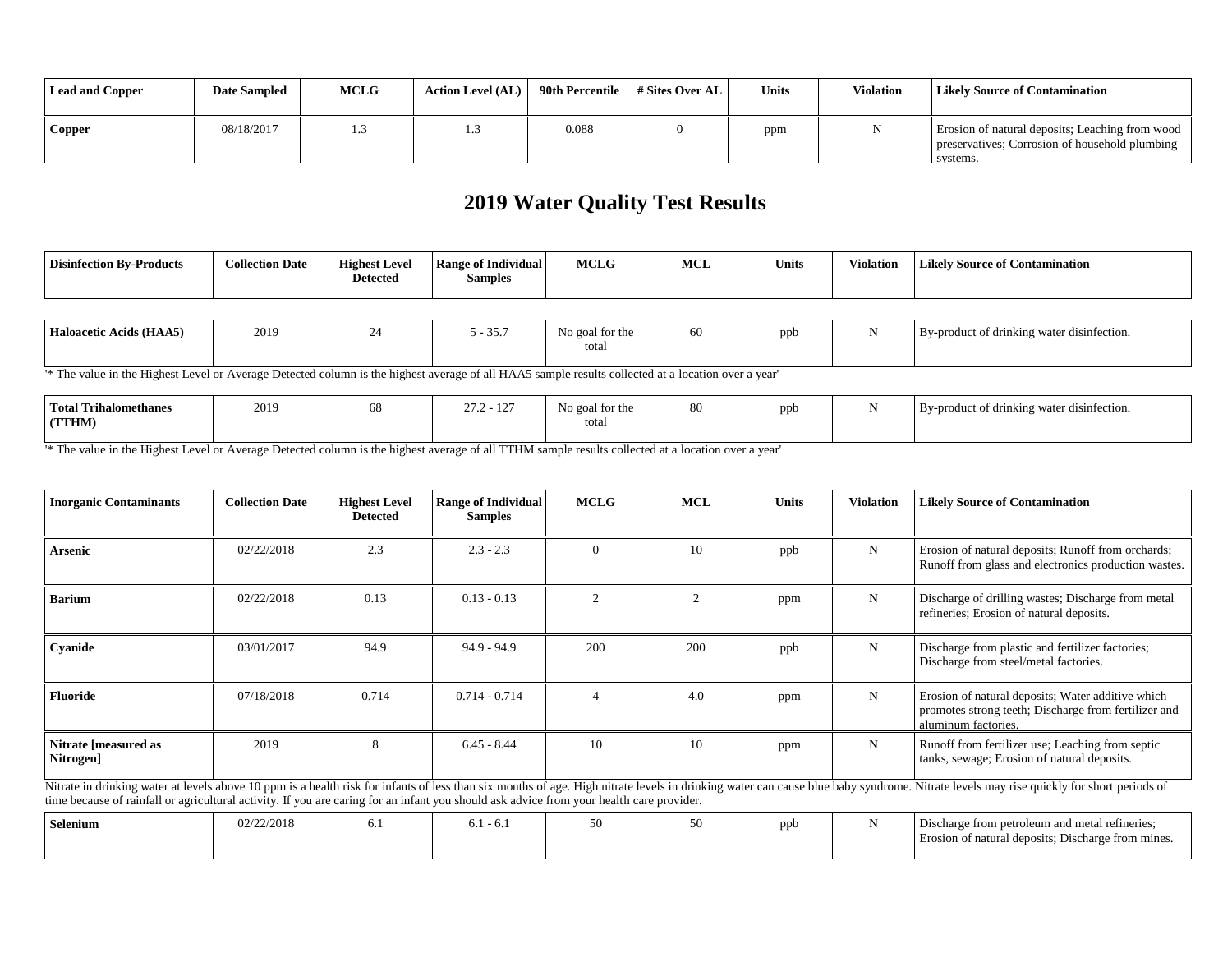| Lead and Copper | Date Sampled | MCLG | Action Level (AL) | 90th Percentile | # Sites Over AL | Units | Violation | Likely Source of Contamination |
|---|---|---|---|---|---|---|---|---|
| Copper | 08/18/2017 | 1.3 | 1.3 | 0.088 | 0 | ppm | N | Erosion of natural deposits; Leaching from wood preservatives; Corrosion of household plumbing systems. |

## 2019 Water Quality Test Results

| Disinfection By-Products | Collection Date | Highest Level Detected | Range of Individual Samples | MCLG | MCL | Units | Violation | Likely Source of Contamination |
|---|---|---|---|---|---|---|---|---|
| Haloacetic Acids (HAA5) | 2019 | 24 | 5 - 35.7 | No goal for the total | 60 | ppb | N | By-product of drinking water disinfection. |

'* The value in the Highest Level or Average Detected column is the highest average of all HAA5 sample results collected at a location over a year'

| Disinfection By-Products | Collection Date | Highest Level Detected | Range of Individual Samples | MCLG | MCL | Units | Violation | Likely Source of Contamination |
|---|---|---|---|---|---|---|---|---|
| Total Trihalomethanes (TTHM) | 2019 | 68 | 27.2 - 127 | No goal for the total | 80 | ppb | N | By-product of drinking water disinfection. |

'* The value in the Highest Level or Average Detected column is the highest average of all TTHM sample results collected at a location over a year'

| Inorganic Contaminants | Collection Date | Highest Level Detected | Range of Individual Samples | MCLG | MCL | Units | Violation | Likely Source of Contamination |
|---|---|---|---|---|---|---|---|---|
| Arsenic | 02/22/2018 | 2.3 | 2.3 - 2.3 | 0 | 10 | ppb | N | Erosion of natural deposits; Runoff from orchards; Runoff from glass and electronics production wastes. |
| Barium | 02/22/2018 | 0.13 | 0.13 - 0.13 | 2 | 2 | ppm | N | Discharge of drilling wastes; Discharge from metal refineries; Erosion of natural deposits. |
| Cyanide | 03/01/2017 | 94.9 | 94.9 - 94.9 | 200 | 200 | ppb | N | Discharge from plastic and fertilizer factories; Discharge from steel/metal factories. |
| Fluoride | 07/18/2018 | 0.714 | 0.714 - 0.714 | 4 | 4.0 | ppm | N | Erosion of natural deposits; Water additive which promotes strong teeth; Discharge from fertilizer and aluminum factories. |
| Nitrate [measured as Nitrogen] | 2019 | 8 | 6.45 - 8.44 | 10 | 10 | ppm | N | Runoff from fertilizer use; Leaching from septic tanks, sewage; Erosion of natural deposits. |

Nitrate in drinking water at levels above 10 ppm is a health risk for infants of less than six months of age. High nitrate levels in drinking water can cause blue baby syndrome. Nitrate levels may rise quickly for short periods of time because of rainfall or agricultural activity. If you are caring for an infant you should ask advice from your health care provider.

| Inorganic Contaminants | Collection Date | Highest Level Detected | Range of Individual Samples | MCLG | MCL | Units | Violation | Likely Source of Contamination |
|---|---|---|---|---|---|---|---|---|
| Selenium | 02/22/2018 | 6.1 | 6.1 - 6.1 | 50 | 50 | ppb | N | Discharge from petroleum and metal refineries; Erosion of natural deposits; Discharge from mines. |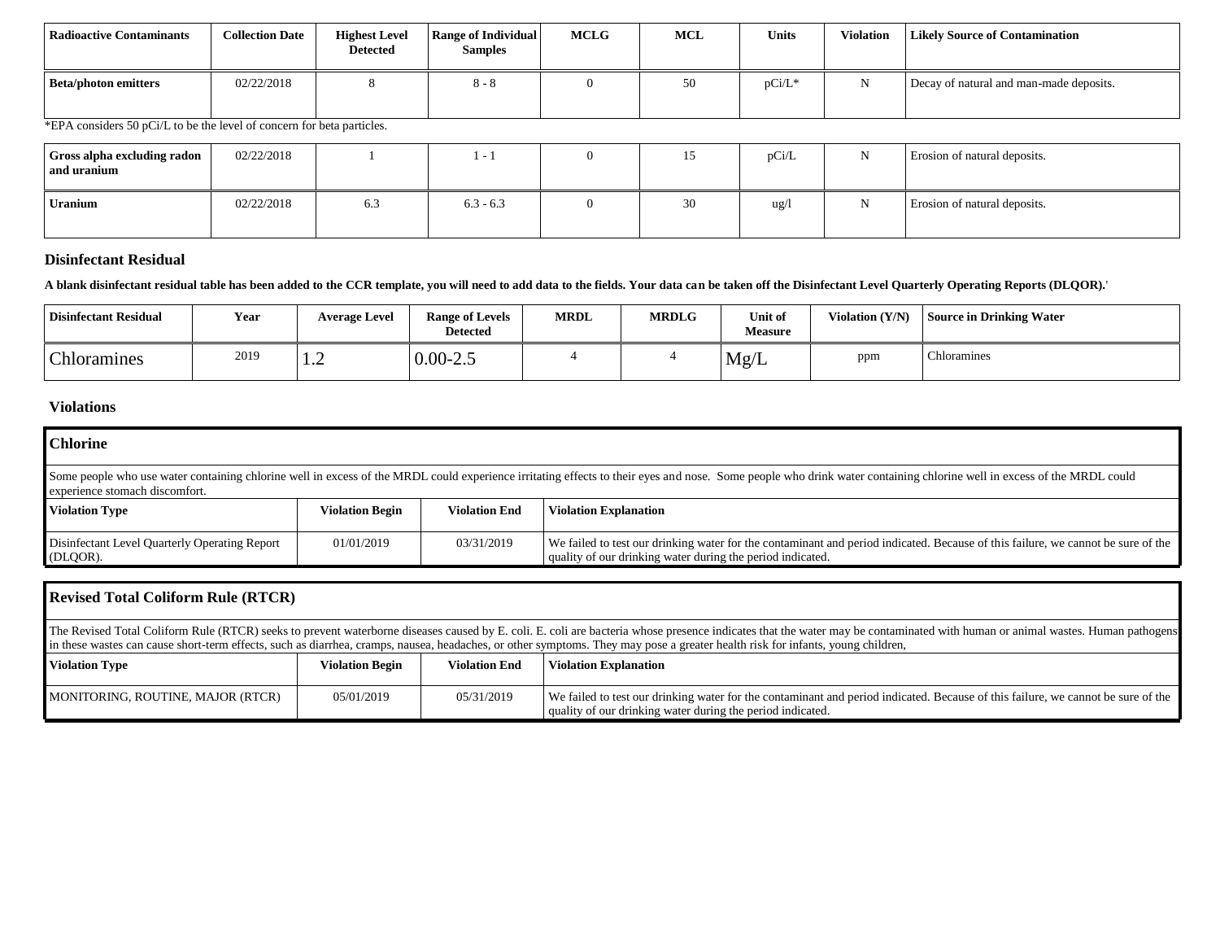| Radioactive Contaminants | Collection Date | Highest Level Detected | Range of Individual Samples | MCLG | MCL | Units | Violation | Likely Source of Contamination |
|---|---|---|---|---|---|---|---|---|
| **Beta/photon emitters** | 02/22/2018 | 8 | 8 - 8 | 0 | 50 | pCi/L* | N | Decay of natural and man-made deposits. |

*EPA considers 50 pCi/L to be the level of concern for beta particles.

| | | | | | | | | |
|---|---|---|---|---|---|---|---|---|
| **Gross alpha excluding radon and uranium** | 02/22/2018 | 1 | 1 - 1 | 0 | 15 | pCi/L | N | Erosion of natural deposits. |
| **Uranium** | 02/22/2018 | 6.3 | 6.3 - 6.3 | 0 | 30 | ug/l | N | Erosion of natural deposits. |

### Disinfectant Residual

**A blank disinfectant residual table has been added to the CCR template, you will need to add data to the fields. Your data can be taken off the Disinfectant Level Quarterly Operating Reports (DLQOR).'**

| Disinfectant Residual | Year | Average Level | Range of Levels Detected | MRDL | MRDLG | Unit of Measure | Violation (Y/N) | Source in Drinking Water |
|---|---|---|---|---|---|---|---|---|
| Chloramines | 2019 | 1.2 | 0.00-2.5 | 4 | 4 | Mg/L | ppm | Chloramines |

### Violations

#### Chlorine

Some people who use water containing chlorine well in excess of the MRDL could experience irritating effects to their eyes and nose. Some people who drink water containing chlorine well in excess of the MRDL could experience stomach discomfort.

| Violation Type | Violation Begin | Violation End | Violation Explanation |
|---|---|---|---|
| Disinfectant Level Quarterly Operating Report (DLQOR). | 01/01/2019 | 03/31/2019 | We failed to test our drinking water for the contaminant and period indicated. Because of this failure, we cannot be sure of the quality of our drinking water during the period indicated. |

#### Revised Total Coliform Rule (RTCR)

The Revised Total Coliform Rule (RTCR) seeks to prevent waterborne diseases caused by E. coli. E. coli are bacteria whose presence indicates that the water may be contaminated with human or animal wastes. Human pathogens in these wastes can cause short-term effects, such as diarrhea, cramps, nausea, headaches, or other symptoms. They may pose a greater health risk for infants, young children,

| Violation Type | Violation Begin | Violation End | Violation Explanation |
|---|---|---|---|
| MONITORING, ROUTINE, MAJOR (RTCR) | 05/01/2019 | 05/31/2019 | We failed to test our drinking water for the contaminant and period indicated. Because of this failure, we cannot be sure of the quality of our drinking water during the period indicated. |